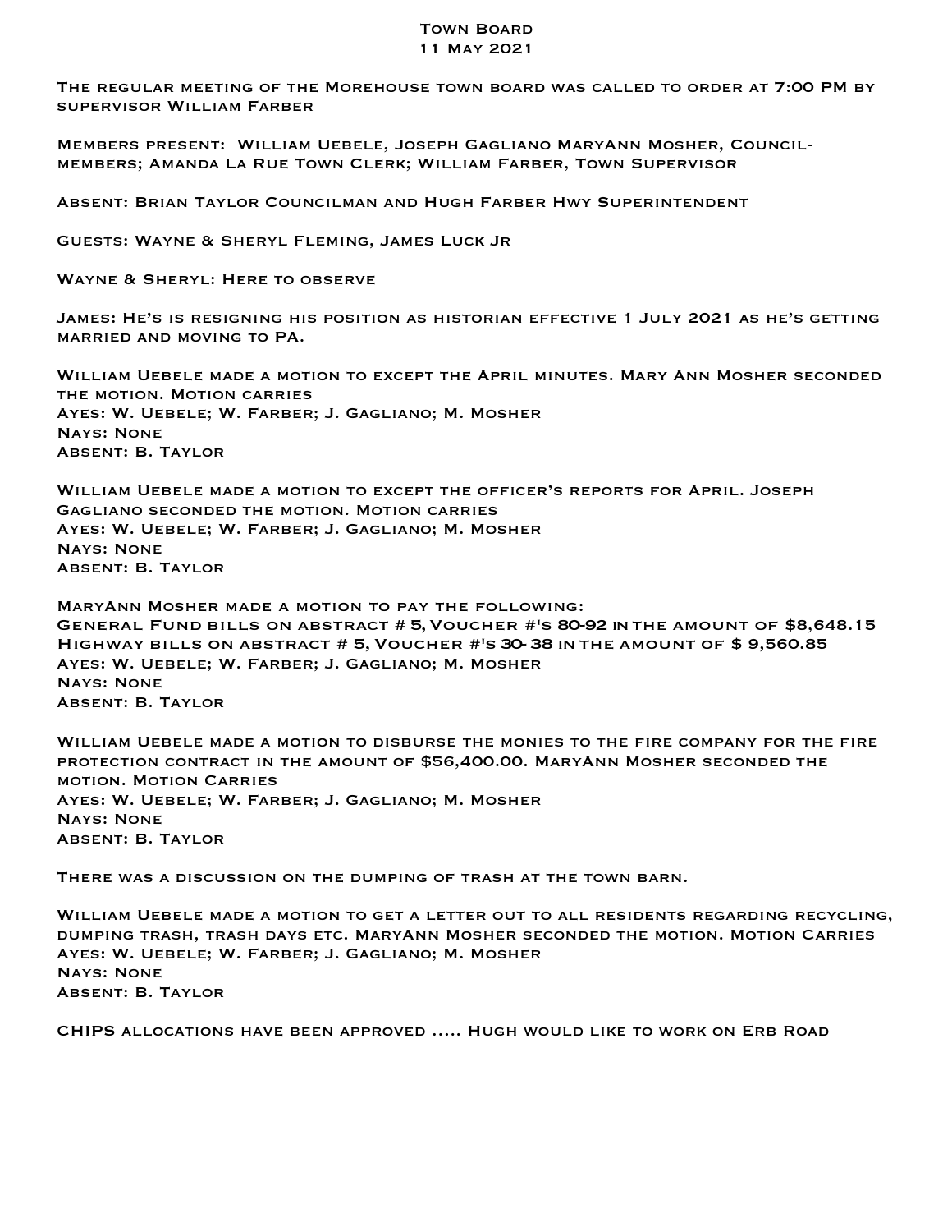# Town Board
## 11 May 2021

The regular meeting of the Morehouse town board was called to order at 7:00 PM by supervisor William Farber

Members present: William Uebele, Joseph Gagliano MaryAnn Mosher, Council-members; Amanda La Rue Town Clerk; William Farber, Town Supervisor

Absent: Brian Taylor Councilman and Hugh Farber Hwy Superintendent

Guests: Wayne & Sheryl Fleming, James Luck Jr

Wayne & Sheryl: Here to observe

James: He's is resigning his position as historian effective 1 July 2021 as he's getting married and moving to PA.

William Uebele made a motion to except the April minutes. Mary Ann Mosher seconded the motion. Motion carries
Ayes: W. Uebele; W. Farber; J. Gagliano; M. Mosher
Nays: None
Absent: B. Taylor

William Uebele made a motion to except the officer's reports for April. Joseph Gagliano seconded the motion. Motion carries
Ayes: W. Uebele; W. Farber; J. Gagliano; M. Mosher
Nays: None
Absent: B. Taylor

MaryAnn Mosher made a motion to pay the following:
General Fund bills on abstract # 5, Voucher #'s 80-92 in the amount of $8,648.15
Highway bills on abstract # 5, Voucher #'s 30- 38 in the amount of $ 9,560.85
Ayes: W. Uebele; W. Farber; J. Gagliano; M. Mosher
Nays: None
Absent: B. Taylor

William Uebele made a motion to disburse the monies to the fire company for the fire protection contract in the amount of $56,400.00. MaryAnn Mosher seconded the motion. Motion Carries
Ayes: W. Uebele; W. Farber; J. Gagliano; M. Mosher
Nays: None
Absent: B. Taylor

There was a discussion on the dumping of trash at the town barn.

William Uebele made a motion to get a letter out to all residents regarding recycling, dumping trash, trash days etc. MaryAnn Mosher seconded the motion. Motion Carries
Ayes: W. Uebele; W. Farber; J. Gagliano; M. Mosher
Nays: None
Absent: B. Taylor

CHIPS allocations have been approved ..... Hugh would like to work on Erb Road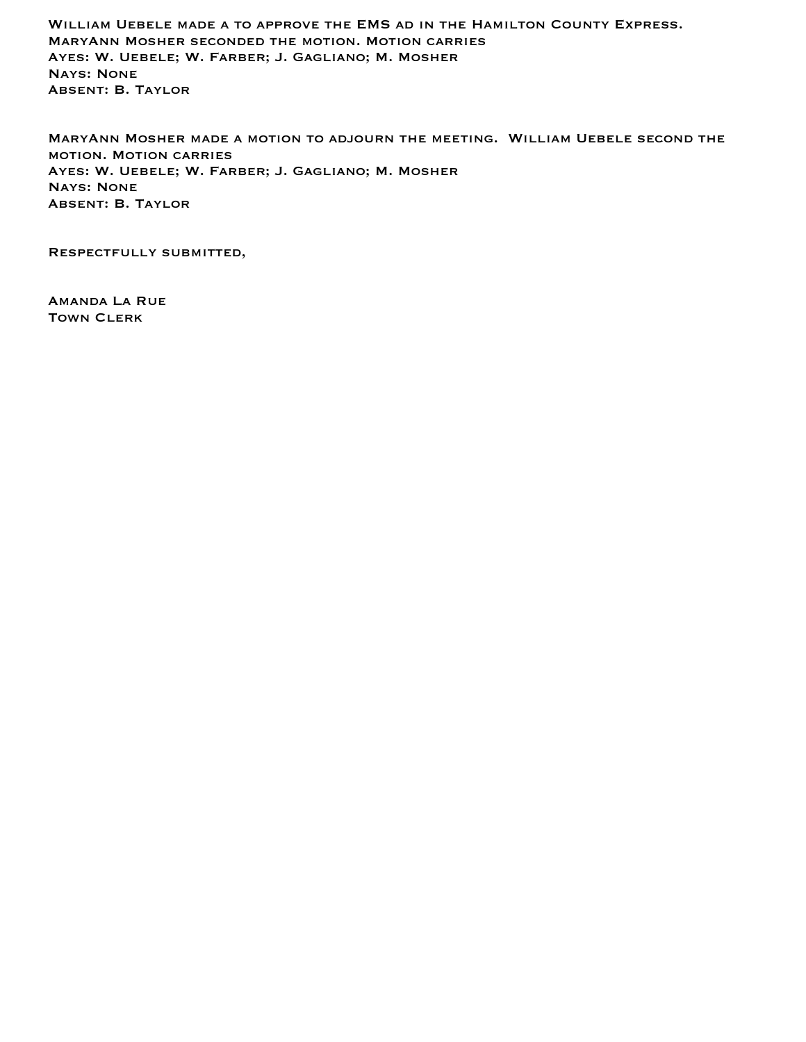William Uebele made a to approve the EMS ad in the Hamilton County Express.
MaryAnn Mosher seconded the motion. Motion carries
Ayes: W. Uebele; W. Farber; J. Gagliano; M. Mosher
Nays: None
Absent: B. Taylor

MaryAnn Mosher made a motion to adjourn the meeting. William Uebele second the motion. Motion carries
Ayes: W. Uebele; W. Farber; J. Gagliano; M. Mosher
Nays: None
Absent: B. Taylor

Respectfully submitted,

Amanda La Rue
Town Clerk